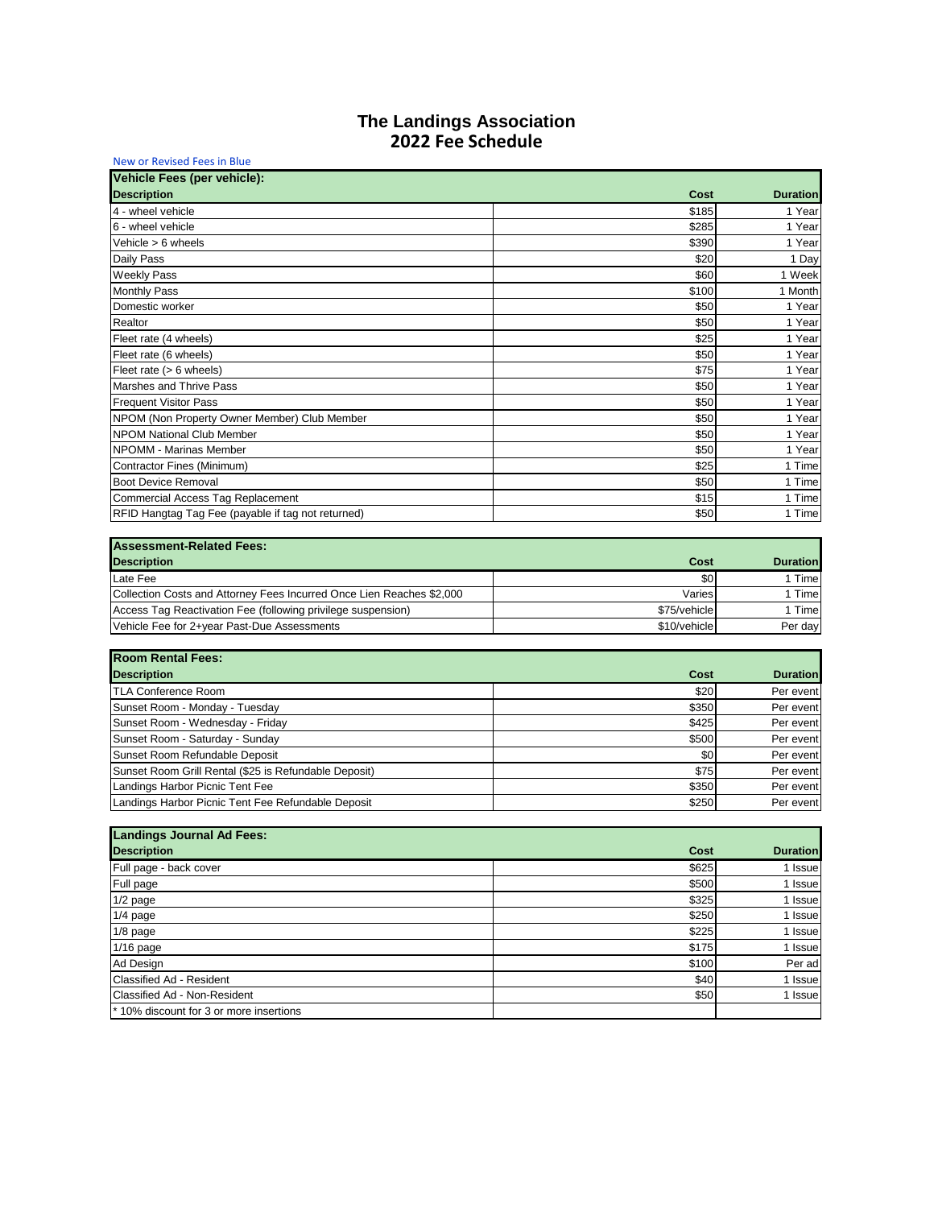# The Landings Association
## 2022 Fee Schedule

New or Revised Fees in Blue

| Vehicle Fees (per vehicle): | | |
|---|---|---|
| **Description** | **Cost** | **Duration** |
| 4 - wheel vehicle | $185 | 1 Year |
| 6 - wheel vehicle | $285 | 1 Year |
| Vehicle > 6 wheels | $390 | 1 Year |
| Daily Pass | $20 | 1 Day |
| Weekly Pass | $60 | 1 Week |
| Monthly Pass | $100 | 1 Month |
| Domestic worker | $50 | 1 Year |
| Realtor | $50 | 1 Year |
| Fleet rate (4 wheels) | $25 | 1 Year |
| Fleet rate (6 wheels) | $50 | 1 Year |
| Fleet rate (> 6 wheels) | $75 | 1 Year |
| Marshes and Thrive Pass | $50 | 1 Year |
| Frequent Visitor Pass | $50 | 1 Year |
| NPOM (Non Property Owner Member) Club Member | $50 | 1 Year |
| NPOM National Club Member | $50 | 1 Year |
| NPOMM - Marinas Member | $50 | 1 Year |
| Contractor Fines (Minimum) | $25 | 1 Time |
| Boot Device Removal | $50 | 1 Time |
| Commercial Access Tag Replacement | $15 | 1 Time |
| RFID Hangtag Tag Fee (payable if tag not returned) | $50 | 1 Time |

| Assessment-Related Fees: | | |
|---|---|---|
| **Description** | **Cost** | **Duration** |
| Late Fee | $0 | 1 Time |
| Collection Costs and Attorney Fees Incurred Once Lien Reaches $2,000 | Varies | 1 Time |
| Access Tag Reactivation Fee (following privilege suspension) | $75/vehicle | 1 Time |
| Vehicle Fee for 2+year Past-Due Assessments | $10/vehicle | Per day |

| Room Rental Fees: | | |
|---|---|---|
| **Description** | **Cost** | **Duration** |
| TLA Conference Room | $20 | Per event |
| Sunset Room - Monday - Tuesday | $350 | Per event |
| Sunset Room - Wednesday - Friday | $425 | Per event |
| Sunset Room - Saturday - Sunday | $500 | Per event |
| Sunset Room Refundable Deposit | $0 | Per event |
| Sunset Room Grill Rental ($25 is Refundable Deposit) | $75 | Per event |
| Landings Harbor Picnic Tent Fee | $350 | Per event |
| Landings Harbor Picnic Tent Fee Refundable Deposit | $250 | Per event |

| Landings Journal Ad Fees: | | |
|---|---|---|
| **Description** | **Cost** | **Duration** |
| Full page - back cover | $625 | 1 Issue |
| Full page | $500 | 1 Issue |
| 1/2 page | $325 | 1 Issue |
| 1/4 page | $250 | 1 Issue |
| 1/8 page | $225 | 1 Issue |
| 1/16 page | $175 | 1 Issue |
| Ad Design | $100 | Per ad |
| Classified Ad - Resident | $40 | 1 Issue |
| Classified Ad - Non-Resident | $50 | 1 Issue |
| * 10% discount for 3 or more insertions | | |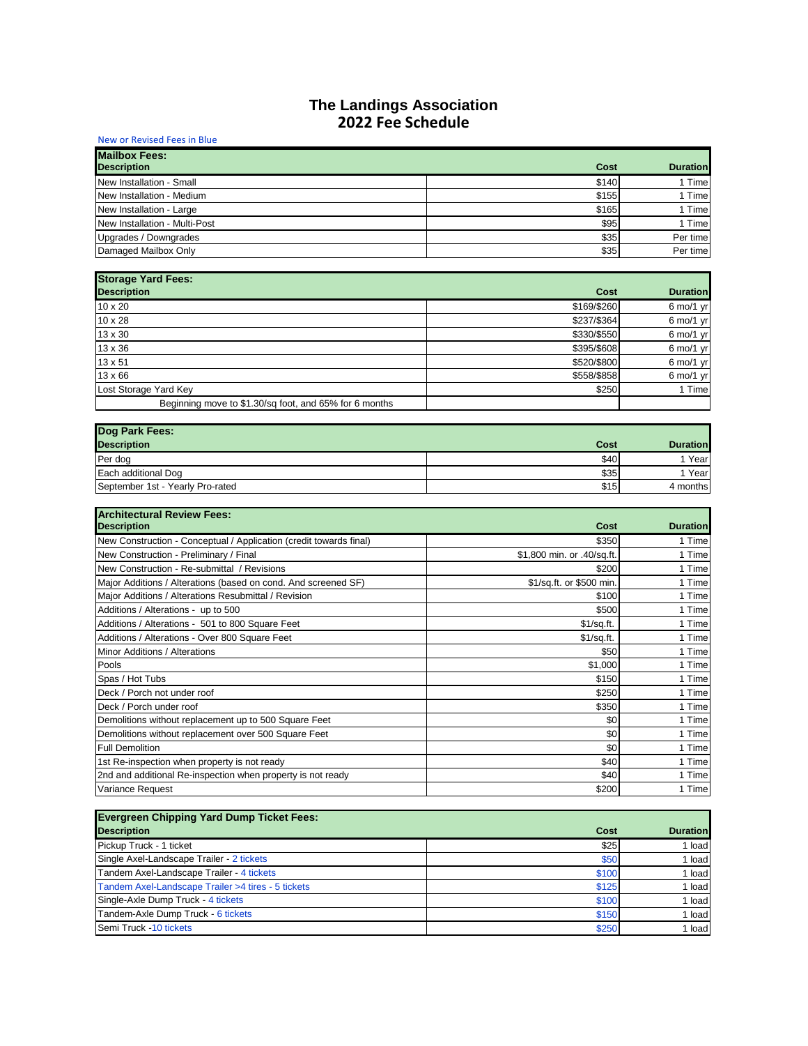# The Landings Association
## 2022 Fee Schedule

New or Revised Fees in Blue

| Mailbox Fees: | | |
|---|---|---|
| **Description** | **Cost** | **Duration** |
| New Installation - Small | $140 | 1 Time |
| New Installation - Medium | $155 | 1 Time |
| New Installation - Large | $165 | 1 Time |
| New Installation - Multi-Post | $95 | 1 Time |
| Upgrades / Downgrades | $35 | Per time |
| Damaged Mailbox Only | $35 | Per time |

| Storage Yard Fees: | | |
|---|---|---|
| **Description** | **Cost** | **Duration** |
| 10 x 20 | $169/$260 | 6 mo/1 yr |
| 10 x 28 | $237/$364 | 6 mo/1 yr |
| 13 x 30 | $330/$550 | 6 mo/1 yr |
| 13 x 36 | $395/$608 | 6 mo/1 yr |
| 13 x 51 | $520/$800 | 6 mo/1 yr |
| 13 x 66 | $558/$858 | 6 mo/1 yr |
| Lost Storage Yard Key | $250 | 1 Time |
| Beginning move to $1.30/sq foot, and 65% for 6 months | | |

| Dog Park Fees: | | |
|---|---|---|
| **Description** | **Cost** | **Duration** |
| Per dog | $40 | 1 Year |
| Each additional Dog | $35 | 1 Year |
| September 1st - Yearly Pro-rated | $15 | 4 months |

| Architectural Review Fees: | | |
|---|---|---|
| **Description** | **Cost** | **Duration** |
| New Construction - Conceptual / Application (credit towards final) | $350 | 1 Time |
| New Construction - Preliminary / Final | $1,800 min. or .40/sq.ft. | 1 Time |
| New Construction - Re-submittal / Revisions | $200 | 1 Time |
| Major Additions / Alterations (based on cond. And screened SF) | $1/sq.ft. or $500 min. | 1 Time |
| Major Additions / Alterations Resubmittal / Revision | $100 | 1 Time |
| Additions / Alterations - up to 500 | $500 | 1 Time |
| Additions / Alterations - 501 to 800 Square Feet | $1/sq.ft. | 1 Time |
| Additions / Alterations - Over 800 Square Feet | $1/sq.ft. | 1 Time |
| Minor Additions / Alterations | $50 | 1 Time |
| Pools | $1,000 | 1 Time |
| Spas / Hot Tubs | $150 | 1 Time |
| Deck / Porch not under roof | $250 | 1 Time |
| Deck / Porch under roof | $350 | 1 Time |
| Demolitions without replacement up to 500 Square Feet | $0 | 1 Time |
| Demolitions without replacement over 500 Square Feet | $0 | 1 Time |
| Full Demolition | $0 | 1 Time |
| 1st Re-inspection when property is not ready | $40 | 1 Time |
| 2nd and additional Re-inspection when property is not ready | $40 | 1 Time |
| Variance Request | $200 | 1 Time |

| Evergreen Chipping Yard Dump Ticket Fees: | | |
|---|---|---|
| **Description** | **Cost** | **Duration** |
| Pickup Truck - 1 ticket | $25 | 1 load |
| Single Axel-Landscape Trailer - 2 tickets | $50 | 1 load |
| Tandem Axel-Landscape Trailer - 4 tickets | $100 | 1 load |
| Tandem Axel-Landscape Trailer >4 tires - 5 tickets | $125 | 1 load |
| Single-Axle Dump Truck - 4 tickets | $100 | 1 load |
| Tandem-Axle Dump Truck - 6 tickets | $150 | 1 load |
| Semi Truck -10 tickets | $250 | 1 load |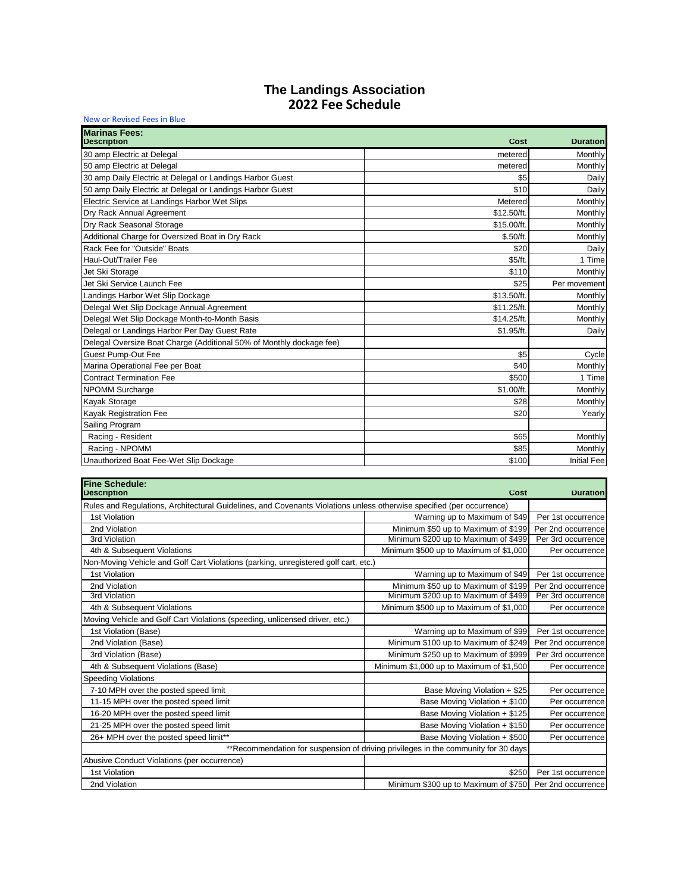# The Landings Association
# 2022 Fee Schedule

New or Revised Fees in Blue

**Marinas Fees:**

| Description | Cost | Duration |
|---|---|---|
| 30 amp Electric at Delegal | metered | Monthly |
| 50 amp Electric at Delegal | metered | Monthly |
| 30 amp Daily Electric at Delegal or Landings Harbor Guest | $5 | Daily |
| 50 amp Daily Electric at Delegal or Landings Harbor Guest | $10 | Daily |
| Electric Service at Landings Harbor Wet Slips | Metered | Monthly |
| Dry Rack Annual Agreement | $12.50/ft. | Monthly |
| Dry Rack Seasonal Storage | $15.00/ft. | Monthly |
| Additional Charge for Oversized Boat in Dry Rack | $.50/ft. | Monthly |
| Rack Fee for "Outside" Boats | $20 | Daily |
| Haul-Out/Trailer Fee | $5/ft. | 1 Time |
| Jet Ski Storage | $110 | Monthly |
| Jet Ski Service Launch Fee | $25 | Per movement |
| Landings Harbor Wet Slip Dockage | $13.50/ft. | Monthly |
| Delegal Wet Slip Dockage Annual Agreement | $11.25/ft. | Monthly |
| Delegal Wet Slip Dockage Month-to-Month Basis | $14.25/ft. | Monthly |
| Delegal or Landings Harbor Per Day Guest Rate | $1.95/ft. | Daily |
| Delegal Oversize Boat Charge (Additional 50% of Monthly dockage fee) | | |
| Guest Pump-Out Fee | $5 | Cycle |
| Marina Operational Fee per Boat | $40 | Monthly |
| Contract Termination Fee | $500 | 1 Time |
| NPOMM Surcharge | $1.00/ft. | Monthly |
| Kayak Storage | $28 | Monthly |
| Kayak Registration Fee | $20 | Yearly |
| Sailing Program | | |
| Racing - Resident | $65 | Monthly |
| Racing - NPOMM | $85 | Monthly |
| Unauthorized Boat Fee-Wet Slip Dockage | $100 | Initial Fee |

**Fine Schedule:**

| Description | Cost | Duration |
|---|---|---|
| Rules and Regulations, Architectural Guidelines, and Covenants Violations unless otherwise specified (per occurrence) | | |
| 1st Violation | Warning up to Maximum of $49 | Per 1st occurrence |
| 2nd Violation | Minimum $50 up to Maximum of $199 | Per 2nd occurrence |
| 3rd Violation | Minimum $200 up to Maximum of $499 | Per 3rd occurrence |
| 4th & Subsequent Violations | Minimum $500 up to Maximum of $1,000 | Per occurrence |
| Non-Moving Vehicle and Golf Cart Violations (parking, unregistered golf cart, etc.) | | |
| 1st Violation | Warning up to Maximum of $49 | Per 1st occurrence |
| 2nd Violation | Minimum $50 up to Maximum of $199 | Per 2nd occurrence |
| 3rd Violation | Minimum $200 up to Maximum of $499 | Per 3rd occurrence |
| 4th & Subsequent Violations | Minimum $500 up to Maximum of $1,000 | Per occurrence |
| Moving Vehicle and Golf Cart Violations (speeding, unlicensed driver, etc.) | | |
| 1st Violation (Base) | Warning up to Maximum of $99 | Per 1st occurrence |
| 2nd Violation (Base) | Minimum $100 up to Maximum of $249 | Per 2nd occurrence |
| 3rd Violation (Base) | Minimum $250 up to Maximum of $999 | Per 3rd occurrence |
| 4th & Subsequent Violations (Base) | Minimum $1,000 up to Maximum of $1,500 | Per occurrence |
| Speeding Violations | | |
| 7-10 MPH over the posted speed limit | Base Moving Violation + $25 | Per occurrence |
| 11-15 MPH over the posted speed limit | Base Moving Violation + $100 | Per occurrence |
| 16-20 MPH over the posted speed limit | Base Moving Violation + $125 | Per occurrence |
| 21-25 MPH over the posted speed limit | Base Moving Violation + $150 | Per occurrence |
| 26+ MPH over the posted speed limit** | Base Moving Violation + $500 | Per occurrence |
| **Recommendation for suspension of driving privileges in the community for 30 days | | |
| Abusive Conduct Violations (per occurrence) | | |
| 1st Violation | $250 | Per 1st occurrence |
| 2nd Violation | Minimum $300 up to Maximum of $750 | Per 2nd occurrence |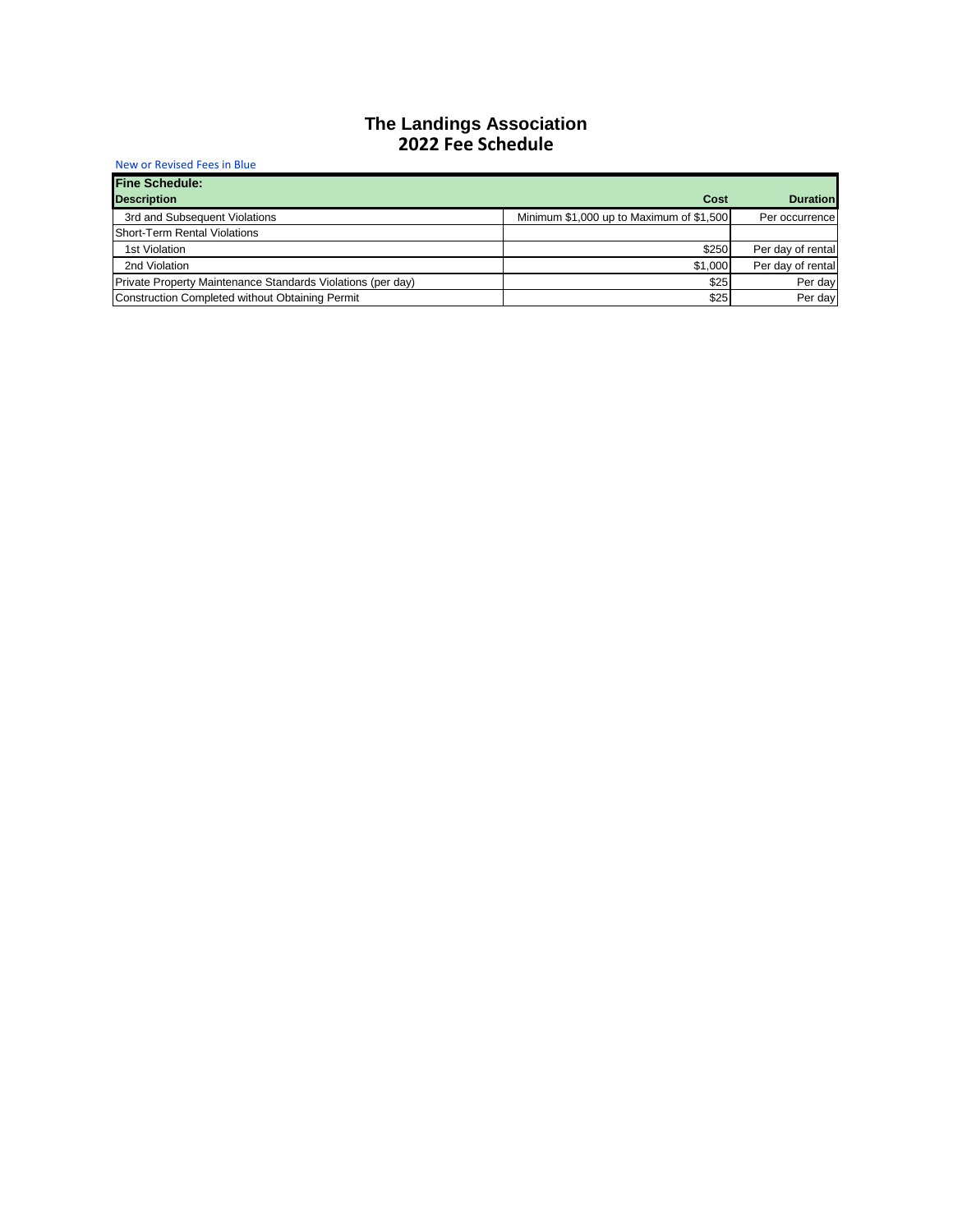# The Landings Association
## 2022 Fee Schedule

New or Revised Fees in Blue

| Fine Schedule: | | |
|---|---|---|
| **Description** | **Cost** | **Duration** |
| 3rd and Subsequent Violations | Minimum $1,000 up to Maximum of $1,500 | Per occurrence |
| Short-Term Rental Violations | | |
| 1st Violation | $250 | Per day of rental |
| 2nd Violation | $1,000 | Per day of rental |
| Private Property Maintenance Standards Violations (per day) | $25 | Per day |
| Construction Completed without Obtaining Permit | $25 | Per day |